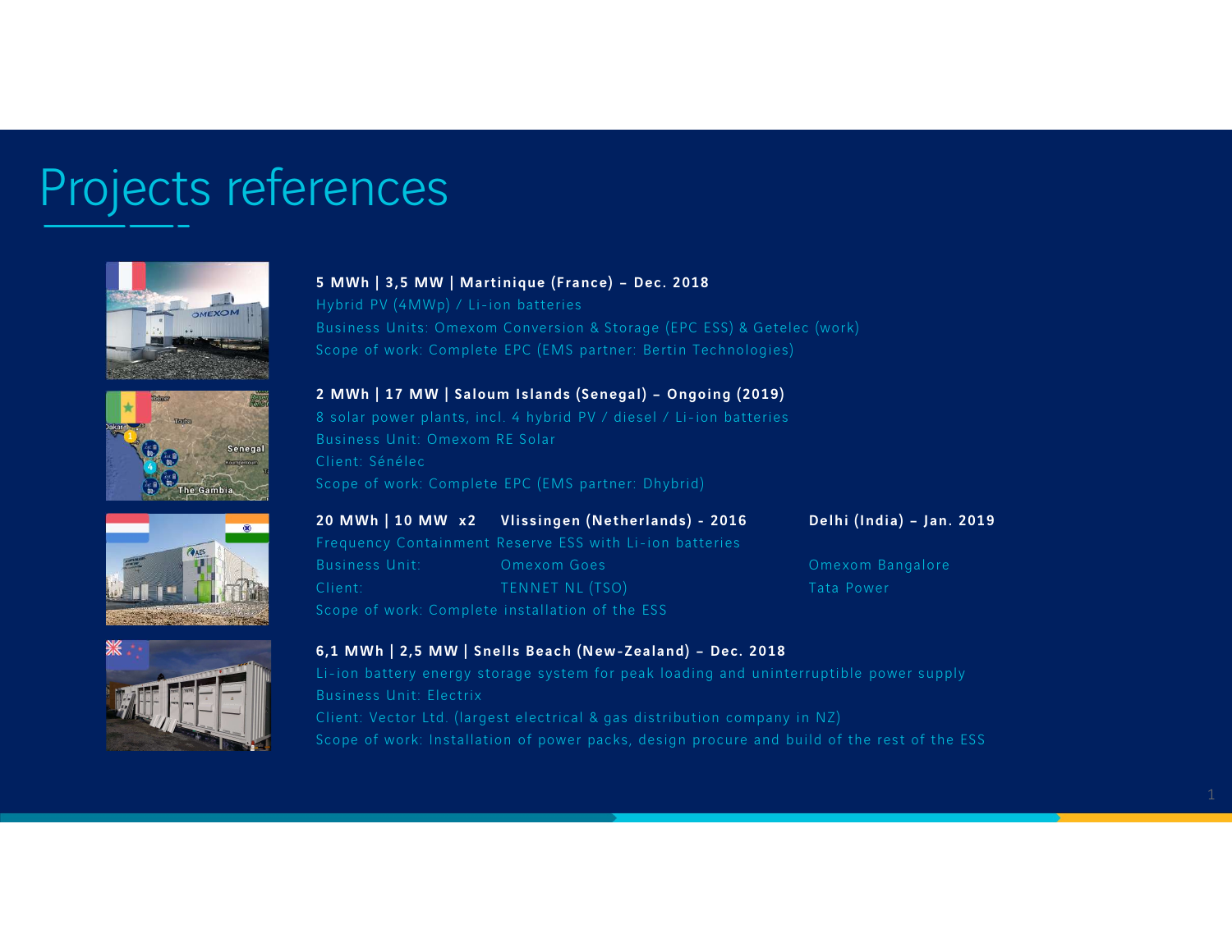# Projects references

**5 MWh | 3,5 MW | Martinique (France) – Dec. 2018**

Hybrid PV (4MWp) / Li-ion batteries

Business Units: Omexom Conversion & Storage (EPC ESS) & Getelec (work)

Scope of work: Complete EPC (EMS partner: Bertin Technologies)

**2 MWh | 17 MW | Saloum Islands (Senegal) – Ongoing (2019)**

8 solar power plants, incl. 4 hybrid PV / diesel / Li-ion batteries

Business Unit: Omexom RE Solar

Client: Sénélec

Scope of work: Complete EPC (EMS partner: Dhybrid)

**20 MWh | 10 MW x2 Vlissingen (Netherlands) - 2016 Delhi (India) – Jan. 2019**

Frequency Containment Reserve ESS with Li-ion batteries

| | Vlissingen (Netherlands) - 2016 | Delhi (India) – Jan. 2019 |
|---|---|---|
| Business Unit: | Omexom Goes | Omexom Bangalore |
| Client: | TENNET NL (TSO) | Tata Power |

Scope of work: Complete installation of the ESS

**6,1 MWh | 2,5 MW | Snells Beach (New-Zealand) – Dec. 2018**

Li-ion battery energy storage system for peak loading and uninterruptible power supply

Business Unit: Electrix

Client: Vector Ltd. (largest electrical & gas distribution company in NZ)

Scope of work: Installation of power packs, design procure and build of the rest of the ESS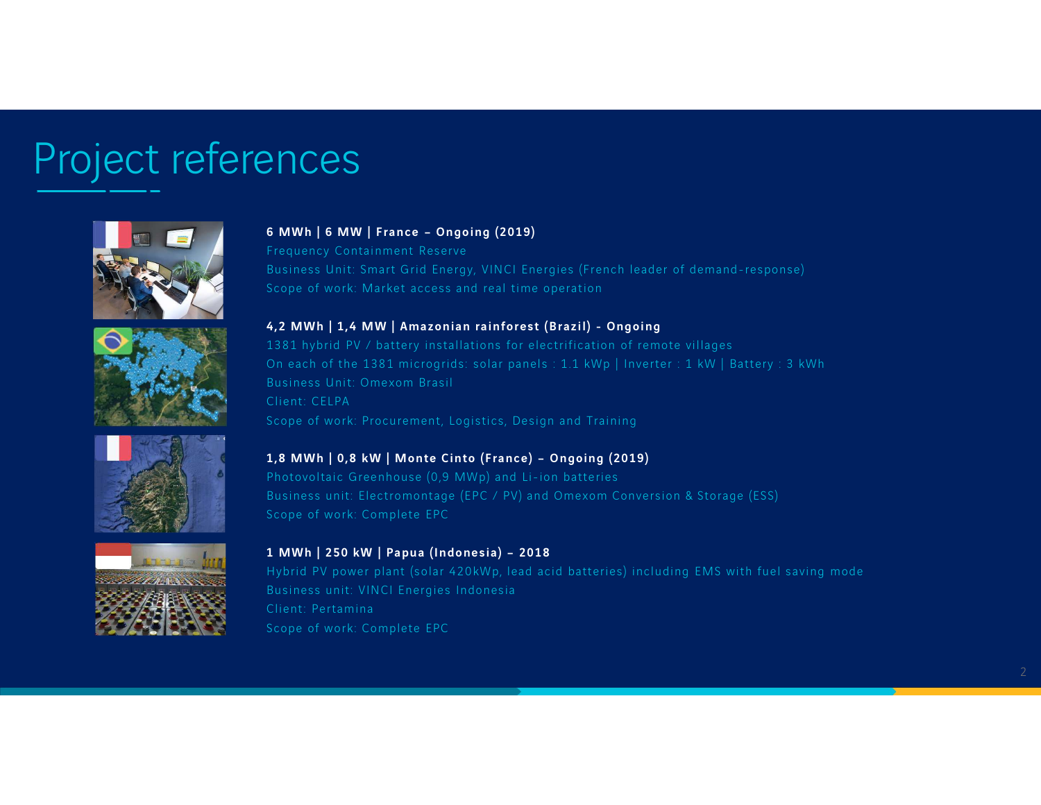# Project references

**6 MWh | 6 MW | France – Ongoing (2019)**

Frequency Containment Reserve

Business Unit: Smart Grid Energy, VINCI Energies (French leader of demand-response)

Scope of work: Market access and real time operation

**4,2 MWh | 1,4 MW | Amazonian rainforest (Brazil) - Ongoing**

1381 hybrid PV / battery installations for electrification of remote villages

On each of the 1381 microgrids: solar panels : 1.1 kWp | Inverter : 1 kW | Battery : 3 kWh

Business Unit: Omexom Brasil

Client: CELPA

Scope of work: Procurement, Logistics, Design and Training

**1,8 MWh | 0,8 kW | Monte Cinto (France) – Ongoing (2019)**

Photovoltaic Greenhouse (0,9 MWp) and Li-ion batteries

Business unit: Electromontage (EPC / PV) and Omexom Conversion & Storage (ESS)

Scope of work: Complete EPC

**1 MWh | 250 kW | Papua (Indonesia) – 2018**

Hybrid PV power plant (solar 420kWp, lead acid batteries) including EMS with fuel saving mode

Business unit: VINCI Energies Indonesia

Client: Pertamina

Scope of work: Complete EPC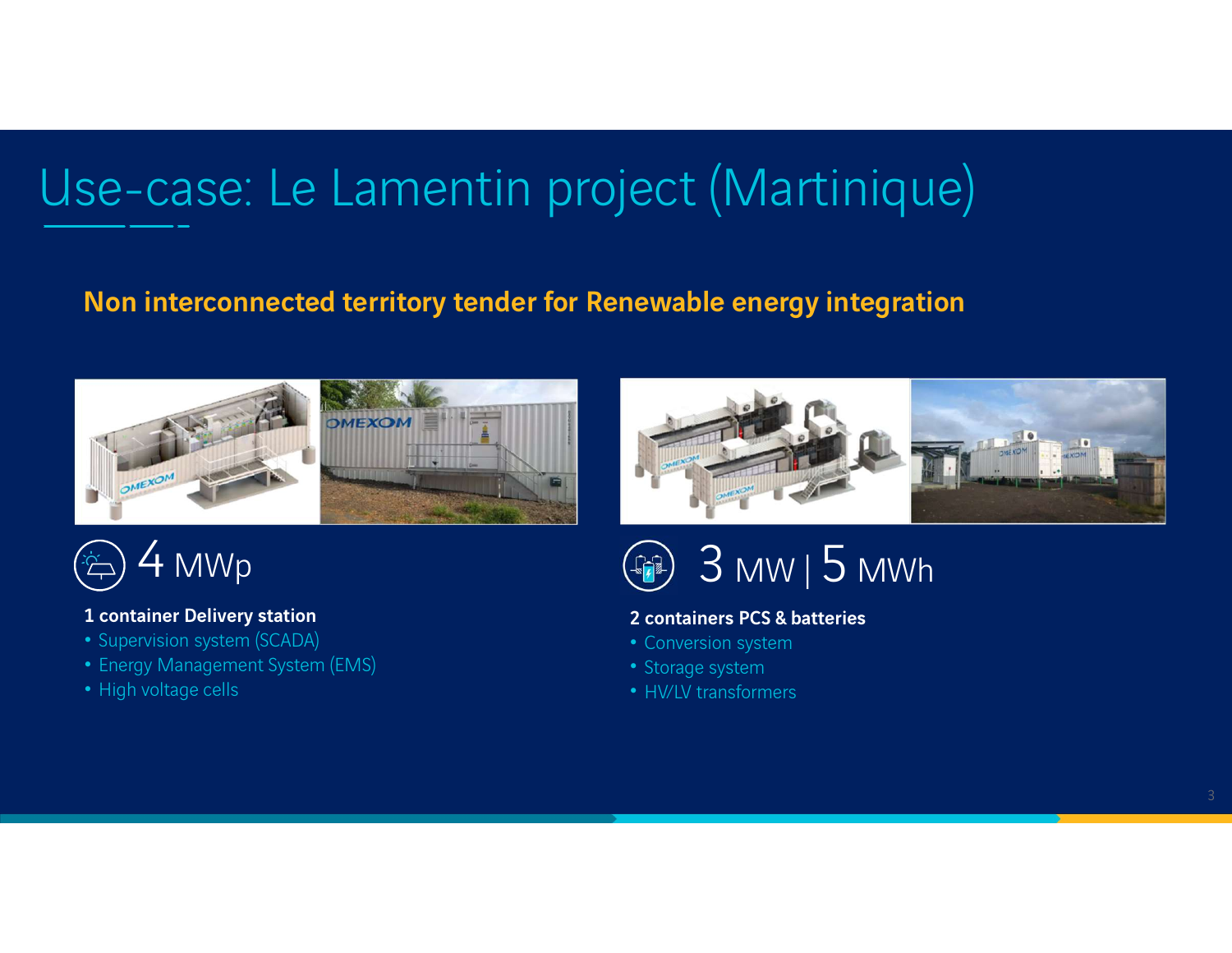# Use-case: Le Lamentin project (Martinique)

## Non interconnected territory tender for Renewable energy integration

4 MWp

**1 container Delivery station**

- Supervision system (SCADA)
- Energy Management System (EMS)
- High voltage cells

3 MW | 5 MWh

**2 containers PCS & batteries**

- Conversion system
- Storage system
- HV/LV transformers